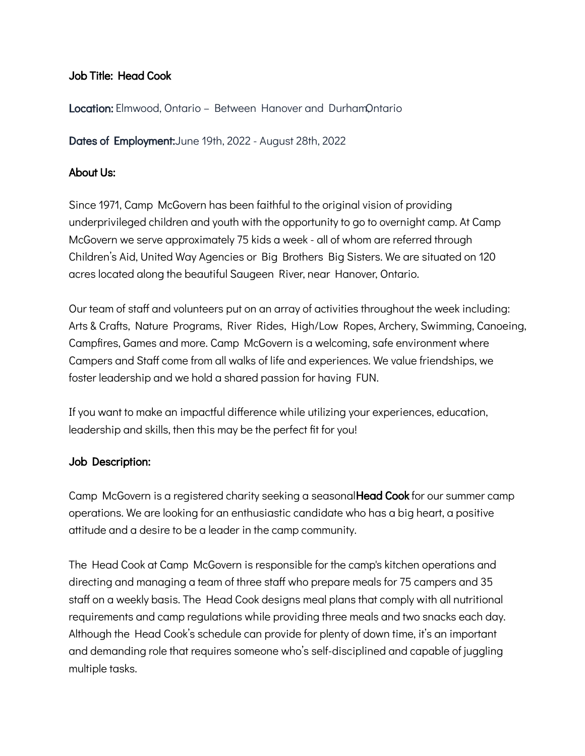**Job Title: Head Cook**

**Location:** Elmwood, Ontario – Between Hanover and Durham, Ontario

**Dates of Employment:** June 19th, 2022 - August 28th, 2022

**About Us:**

Since 1971, Camp McGovern has been faithful to the original vision of providing underprivileged children and youth with the opportunity to go to overnight camp. At Camp McGovern we serve approximately 75 kids a week - all of whom are referred through Children's Aid, United Way Agencies or Big Brothers Big Sisters. We are situated on 120 acres located along the beautiful Saugeen River, near Hanover, Ontario.

Our team of staff and volunteers put on an array of activities throughout the week including: Arts & Crafts, Nature Programs, River Rides, High/Low Ropes, Archery, Swimming, Canoeing, Campfires, Games and more. Camp McGovern is a welcoming, safe environment where Campers and Staff come from all walks of life and experiences. We value friendships, we foster leadership and we hold a shared passion for having FUN.

If you want to make an impactful difference while utilizing your experiences, education, leadership and skills, then this may be the perfect fit for you!

**Job Description:**

Camp McGovern is a registered charity seeking a seasonal **Head Cook** for our summer camp operations. We are looking for an enthusiastic candidate who has a big heart, a positive attitude and a desire to be a leader in the camp community.

The Head Cook at Camp McGovern is responsible for the camp's kitchen operations and directing and managing a team of three staff who prepare meals for 75 campers and 35 staff on a weekly basis. The Head Cook designs meal plans that comply with all nutritional requirements and camp regulations while providing three meals and two snacks each day. Although the Head Cook's schedule can provide for plenty of down time, it's an important and demanding role that requires someone who's self-disciplined and capable of juggling multiple tasks.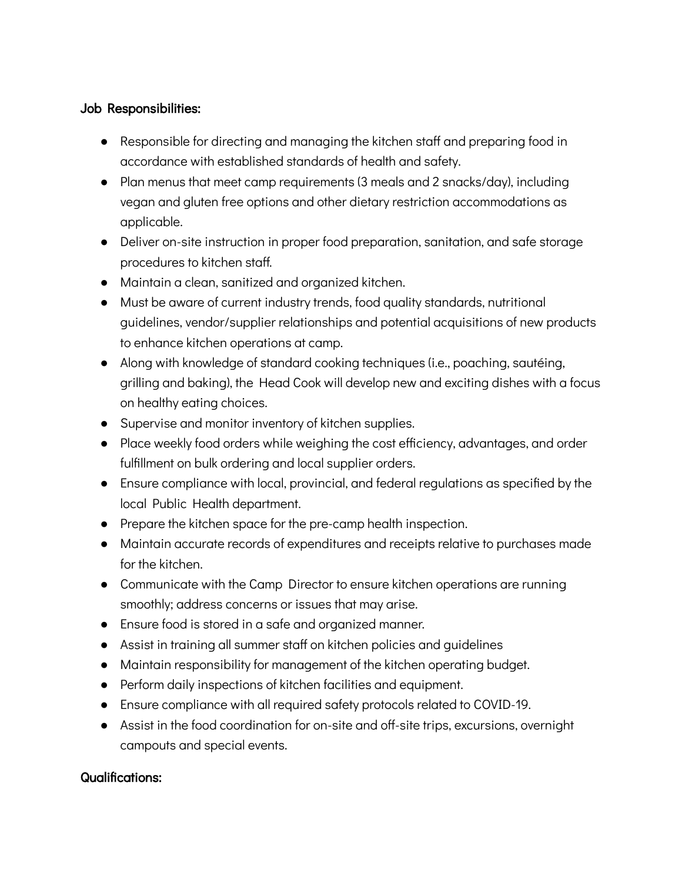**Job Responsibilities:**

- Responsible for directing and managing the kitchen staff and preparing food in accordance with established standards of health and safety.
- Plan menus that meet camp requirements (3 meals and 2 snacks/day), including vegan and gluten free options and other dietary restriction accommodations as applicable.
- Deliver on-site instruction in proper food preparation, sanitation, and safe storage procedures to kitchen staff.
- Maintain a clean, sanitized and organized kitchen.
- Must be aware of current industry trends, food quality standards, nutritional guidelines, vendor/supplier relationships and potential acquisitions of new products to enhance kitchen operations at camp.
- Along with knowledge of standard cooking techniques (i.e., poaching, sautéing, grilling and baking), the Head Cook will develop new and exciting dishes with a focus on healthy eating choices.
- Supervise and monitor inventory of kitchen supplies.
- Place weekly food orders while weighing the cost efficiency, advantages, and order fulfillment on bulk ordering and local supplier orders.
- Ensure compliance with local, provincial, and federal regulations as specified by the local Public Health department.
- Prepare the kitchen space for the pre-camp health inspection.
- Maintain accurate records of expenditures and receipts relative to purchases made for the kitchen.
- Communicate with the Camp Director to ensure kitchen operations are running smoothly; address concerns or issues that may arise.
- Ensure food is stored in a safe and organized manner.
- Assist in training all summer staff on kitchen policies and guidelines
- Maintain responsibility for management of the kitchen operating budget.
- Perform daily inspections of kitchen facilities and equipment.
- Ensure compliance with all required safety protocols related to COVID-19.
- Assist in the food coordination for on-site and off-site trips, excursions, overnight campouts and special events.

**Qualifications:**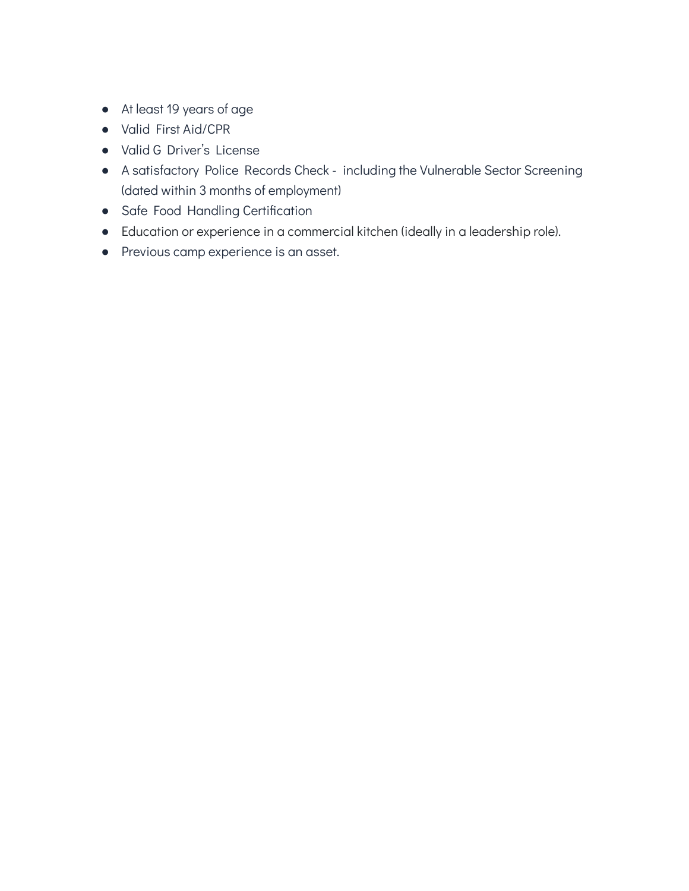- At least 19 years of age
- Valid First Aid/CPR
- Valid G Driver's License
- A satisfactory Police Records Check - including the Vulnerable Sector Screening (dated within 3 months of employment)
- Safe Food Handling Certification
- Education or experience in a commercial kitchen (ideally in a leadership role).
- Previous camp experience is an asset.